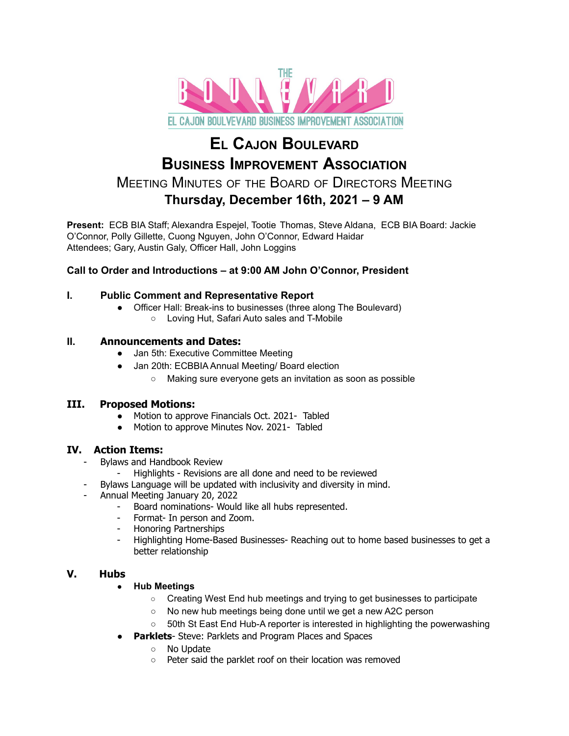THE BOULEVARD

EL CAJON BOULEVARD BUSINESS IMPROVEMENT ASSOCIATION

# El Cajon Boulevard Business Improvement Association

## Meeting Minutes of the Board of Directors Meeting

## Thursday, December 16th, 2021 – 9 AM

**Present:** ECB BIA Staff; Alexandra Espejel, Tootie Thomas, Steve Aldana, ECB BIA Board: Jackie O'Connor, Polly Gillette, Cuong Nguyen, John O'Connor, Edward Haidar
Attendees; Gary, Austin Galy, Officer Hall, John Loggins

**Call to Order and Introductions – at 9:00 AM John O'Connor, President**

### I. Public Comment and Representative Report

- Officer Hall: Break-ins to businesses (three along The Boulevard)
  - Loving Hut, Safari Auto sales and T-Mobile

### II. Announcements and Dates:

- Jan 5th: Executive Committee Meeting
- Jan 20th: ECBBIA Annual Meeting/ Board election
  - Making sure everyone gets an invitation as soon as possible

### III. Proposed Motions:

- Motion to approve Financials Oct. 2021- Tabled
- Motion to approve Minutes Nov. 2021- Tabled

### IV. Action Items:

- Bylaws and Handbook Review
  - Highlights - Revisions are all done and need to be reviewed
- Bylaws Language will be updated with inclusivity and diversity in mind.
- Annual Meeting January 20, 2022
  - Board nominations- Would like all hubs represented.
  - Format- In person and Zoom.
  - Honoring Partnerships
  - Highlighting Home-Based Businesses- Reaching out to home based businesses to get a better relationship

### V. Hubs

- **Hub Meetings**
  - Creating West End hub meetings and trying to get businesses to participate
  - No new hub meetings being done until we get a new A2C person
  - 50th St East End Hub-A reporter is interested in highlighting the powerwashing
- **Parklets**- Steve: Parklets and Program Places and Spaces
  - No Update
  - Peter said the parklet roof on their location was removed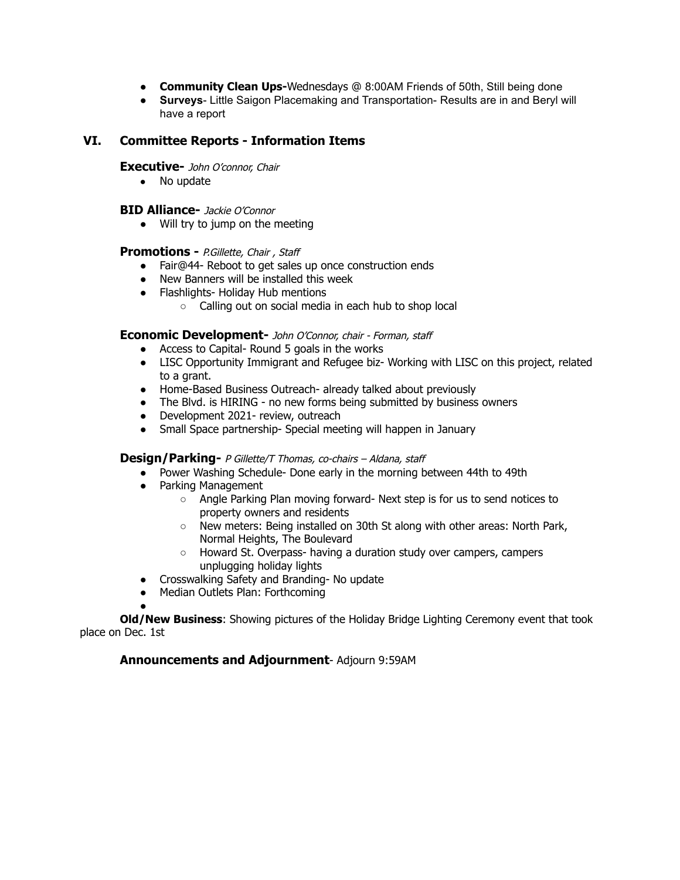- **Community Clean Ups-**Wednesdays @ 8:00AM Friends of 50th, Still being done
- **Surveys**- Little Saigon Placemaking and Transportation- Results are in and Beryl will have a report

## VI. Committee Reports - Information Items

**Executive-** *John O'connor, Chair*

- No update

**BID Alliance-** *Jackie O'Connor*

- Will try to jump on the meeting

**Promotions -** *P.Gillette, Chair , Staff*

- Fair@44- Reboot to get sales up once construction ends
- New Banners will be installed this week
- Flashlights- Holiday Hub mentions
  - Calling out on social media in each hub to shop local

**Economic Development-** *John O'Connor, chair - Forman, staff*

- Access to Capital- Round 5 goals in the works
- LISC Opportunity Immigrant and Refugee biz- Working with LISC on this project, related to a grant.
- Home-Based Business Outreach- already talked about previously
- The Blvd. is HIRING - no new forms being submitted by business owners
- Development 2021- review, outreach
- Small Space partnership- Special meeting will happen in January

**Design/Parking-** *P Gillette/T Thomas, co-chairs – Aldana, staff*

- Power Washing Schedule- Done early in the morning between 44th to 49th
- Parking Management
  - Angle Parking Plan moving forward- Next step is for us to send notices to property owners and residents
  - New meters: Being installed on 30th St along with other areas: North Park, Normal Heights, The Boulevard
  - Howard St. Overpass- having a duration study over campers, campers unplugging holiday lights
- Crosswalking Safety and Branding- No update
- Median Outlets Plan: Forthcoming
-

**Old/New Business**: Showing pictures of the Holiday Bridge Lighting Ceremony event that took place on Dec. 1st

**Announcements and Adjournment**- Adjourn 9:59AM